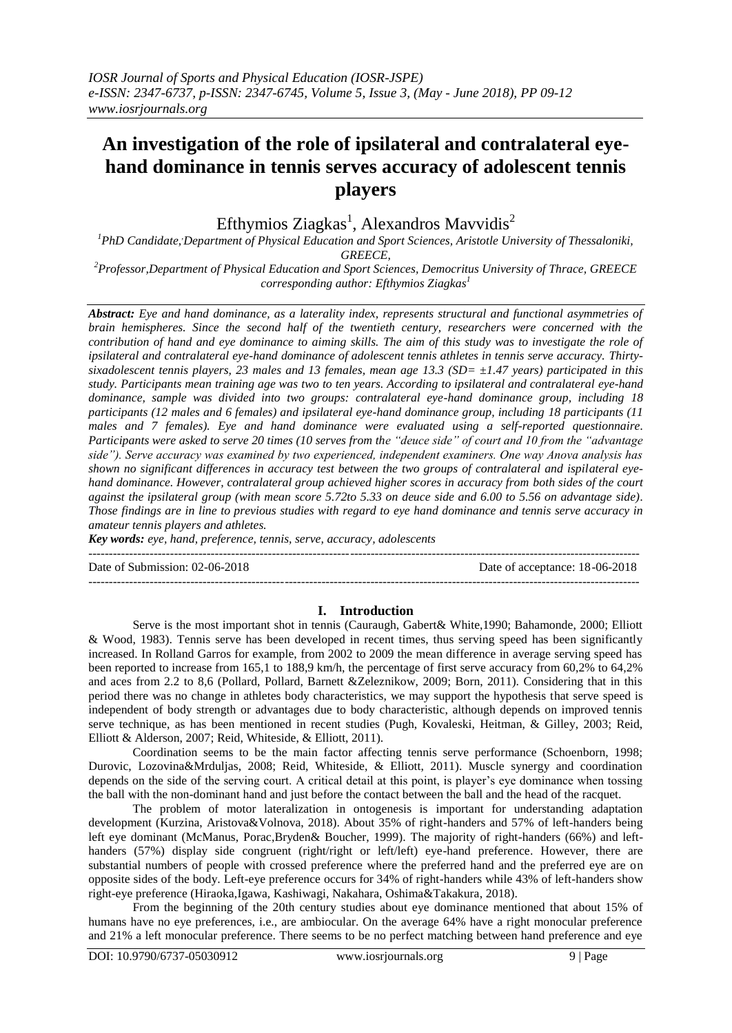*IOSR Journal of Sports and Physical Education (IOSR-JSPE)*
*e-ISSN: 2347-6737, p-ISSN: 2347-6745, Volume 5, Issue 3, (May - June 2018), PP 09-12*
*www.iosrjournals.org*

# An investigation of the role of ipsilateral and contralateral eye-hand dominance in tennis serves accuracy of adolescent tennis players

Efthymios Ziagkas[1], Alexandros Mavvidis[2]

[1]*PhD Candidate, Department of Physical Education and Sport Sciences, Aristotle University of Thessaloniki, GREECE,*
[2]*Professor, Department of Physical Education and Sport Sciences, Democritus University of Thrace, GREECE*
*corresponding author: Efthymios Ziagkas[1]*

***Abstract:*** *Eye and hand dominance, as a laterality index, represents structural and functional asymmetries of brain hemispheres. Since the second half of the twentieth century, researchers were concerned with the contribution of hand and eye dominance to aiming skills. The aim of this study was to investigate the role of ipsilateral and contralateral eye-hand dominance of adolescent tennis athletes in tennis serve accuracy. Thirty-sixadolescent tennis players, 23 males and 13 females, mean age 13.3 (SD= ±1.47 years) participated in this study. Participants mean training age was two to ten years. According to ipsilateral and contralateral eye-hand dominance, sample was divided into two groups: contralateral eye-hand dominance group, including 18 participants (12 males and 6 females) and ipsilateral eye-hand dominance group, including 18 participants (11 males and 7 females). Eye and hand dominance were evaluated using a self-reported questionnaire. Participants were asked to serve 20 times (10 serves from the "deuce side" of court and 10 from the "advantage side"). Serve accuracy was examined by two experienced, independent examiners. One way Anova analysis has shown no significant differences in accuracy test between the two groups of contralateral and ispilateral eye-hand dominance. However, contralateral group achieved higher scores in accuracy from both sides of the court against the ipsilateral group (with mean score 5.72to 5.33 on deuce side and 6.00 to 5.56 on advantage side). Those findings are in line to previous studies with regard to eye hand dominance and tennis serve accuracy in amateur tennis players and athletes.*

***Key words:*** *eye, hand, preference, tennis, serve, accuracy, adolescents*

---

Date of Submission: 02-06-2018 Date of acceptance: 18-06-2018

---

## I. Introduction

Serve is the most important shot in tennis (Cauraugh, Gabert& White,1990; Bahamonde, 2000; Elliott & Wood, 1983). Tennis serve has been developed in recent times, thus serving speed has been significantly increased. In Rolland Garros for example, from 2002 to 2009 the mean difference in average serving speed has been reported to increase from 165,1 to 188,9 km/h, the percentage of first serve accuracy from 60,2% to 64,2% and aces from 2.2 to 8,6 (Pollard, Pollard, Barnett &Zeleznikow, 2009; Born, 2011). Considering that in this period there was no change in athletes body characteristics, we may support the hypothesis that serve speed is independent of body strength or advantages due to body characteristic, although depends on improved tennis serve technique, as has been mentioned in recent studies (Pugh, Kovaleski, Heitman, & Gilley, 2003; Reid, Elliott & Alderson, 2007; Reid, Whiteside, & Elliott, 2011).

Coordination seems to be the main factor affecting tennis serve performance (Schoenborn, 1998; Durovic, Lozovina&Mrduljas, 2008; Reid, Whiteside, & Elliott, 2011). Muscle synergy and coordination depends on the side of the serving court. A critical detail at this point, is player's eye dominance when tossing the ball with the non-dominant hand and just before the contact between the ball and the head of the racquet.

The problem of motor lateralization in ontogenesis is important for understanding adaptation development (Kurzina, Aristova&Volnova, 2018). About 35% of right-handers and 57% of left-handers being left eye dominant (McManus, Porac,Bryden& Boucher, 1999). The majority of right-handers (66%) and left-handers (57%) display side congruent (right/right or left/left) eye-hand preference. However, there are substantial numbers of people with crossed preference where the preferred hand and the preferred eye are on opposite sides of the body. Left-eye preference occurs for 34% of right-handers while 43% of left-handers show right-eye preference (Hiraoka,Igawa, Kashiwagi, Nakahara, Oshima&Takakura, 2018).

From the beginning of the 20th century studies about eye dominance mentioned that about 15% of humans have no eye preferences, i.e., are ambiocular. On the average 64% have a right monocular preference and 21% a left monocular preference. There seems to be no perfect matching between hand preference and eye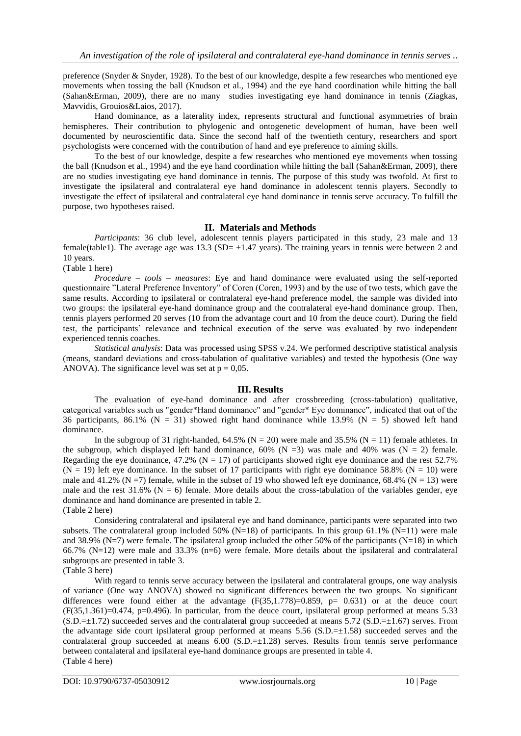preference (Snyder & Snyder, 1928). To the best of our knowledge, despite a few researches who mentioned eye movements when tossing the ball (Knudson et al., 1994) and the eye hand coordination while hitting the ball (Sahan&Erman, 2009), there are no many studies investigating eye hand dominance in tennis (Ziagkas, Mavvidis, Grouios&Laios, 2017).

Hand dominance, as a laterality index, represents structural and functional asymmetries of brain hemispheres. Their contribution to phylogenic and ontogenetic development of human, have been well documented by neuroscientific data. Since the second half of the twentieth century, researchers and sport psychologists were concerned with the contribution of hand and eye preference to aiming skills.

To the best of our knowledge, despite a few researches who mentioned eye movements when tossing the ball (Knudson et al., 1994) and the eye hand coordination while hitting the ball (Sahan&Erman, 2009), there are no studies investigating eye hand dominance in tennis. The purpose of this study was twofold. At first to investigate the ipsilateral and contralateral eye hand dominance in adolescent tennis players. Secondly to investigate the effect of ipsilateral and contralateral eye hand dominance in tennis serve accuracy. To fulfill the purpose, two hypotheses raised.

## II. Materials and Methods

*Participants*: 36 club level, adolescent tennis players participated in this study, 23 male and 13 female(table1). The average age was 13.3 (SD= ±1.47 years). The training years in tennis were between 2 and 10 years.

(Table 1 here)

*Procedure – tools – measures*: Eye and hand dominance were evaluated using the self-reported questionnaire "Lateral Preference Inventory" of Coren (Coren, 1993) and by the use of two tests, which gave the same results. According to ipsilateral or contralateral eye-hand preference model, the sample was divided into two groups: the ipsilateral eye-hand dominance group and the contralateral eye-hand dominance group. Then, tennis players performed 20 serves (10 from the advantage court and 10 from the deuce court). During the field test, the participants' relevance and technical execution of the serve was evaluated by two independent experienced tennis coaches.

*Statistical analysis*: Data was processed using SPSS v.24. We performed descriptive statistical analysis (means, standard deviations and cross-tabulation of qualitative variables) and tested the hypothesis (One way ANOVA). The significance level was set at $p = 0{,}05$.

## III. Results

The evaluation of eye-hand dominance and after crossbreeding (cross-tabulation) qualitative, categorical variables such us "gender*Hand dominance" and "gender* Eye dominance", indicated that out of the 36 participants, 86.1% (N = 31) showed right hand dominance while 13.9% (N = 5) showed left hand dominance.

In the subgroup of 31 right-handed, 64.5% (N = 20) were male and 35.5% (N = 11) female athletes. In the subgroup, which displayed left hand dominance, 60% (N =3) was male and 40% was (N = 2) female. Regarding the eye dominance, 47.2% (N = 17) of participants showed right eye dominance and the rest 52.7% (N = 19) left eye dominance. In the subset of 17 participants with right eye dominance 58.8% (N = 10) were male and 41.2% (N =7) female, while in the subset of 19 who showed left eye dominance, 68.4% (N = 13) were male and the rest 31.6% (N = 6) female. More details about the cross-tabulation of the variables gender, eye dominance and hand dominance are presented in table 2.

(Table 2 here)

Considering contralateral and ipsilateral eye and hand dominance, participants were separated into two subsets. The contralateral group included 50% (N=18) of participants. In this group 61.1% (N=11) were male and 38.9% (N=7) were female. The ipsilateral group included the other 50% of the participants (N=18) in which 66.7% (N=12) were male and 33.3% (n=6) were female. More details about the ipsilateral and contralateral subgroups are presented in table 3.

(Table 3 here)

With regard to tennis serve accuracy between the ipsilateral and contralateral groups, one way analysis of variance (One way ANOVA) showed no significant differences between the two groups. No significant differences were found either at the advantage ($F(35,1.778)=0.859$, $p= 0.631$) or at the deuce court ($F(35,1.361)=0.474$, $p=0.496$). In particular, from the deuce court, ipsilateral group performed at means 5.33 (S.D.=±1.72) succeeded serves and the contralateral group succeeded at means 5.72 (S.D.=±1.67) serves. From the advantage side court ipsilateral group performed at means 5.56 (S.D.=±1.58) succeeded serves and the contralateral group succeeded at means 6.00 (S.D.=±1.28) serves. Results from tennis serve performance between contalateral and ipsilateral eye-hand dominance groups are presented in table 4.

(Table 4 here)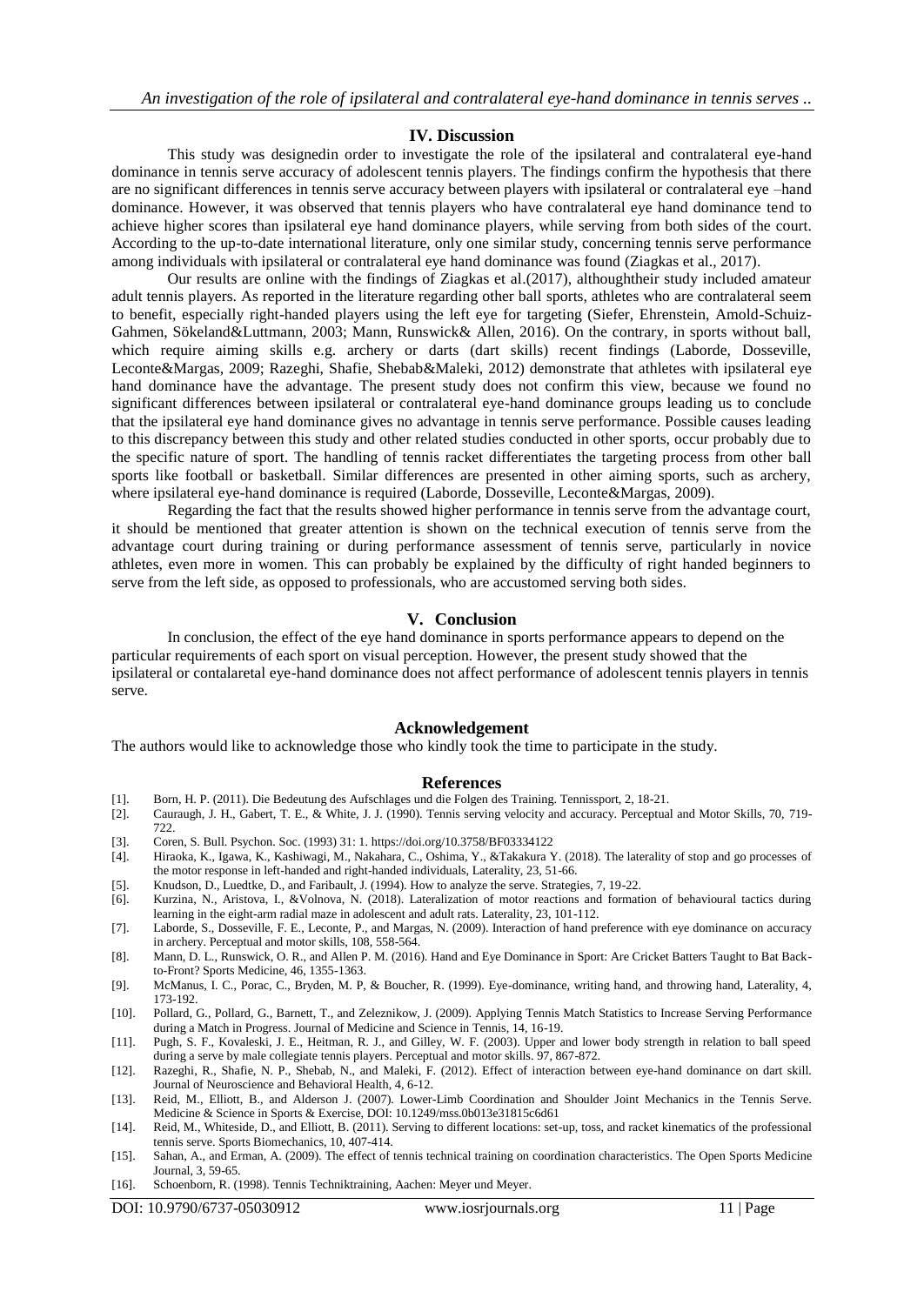## IV. Discussion

This study was designedin order to investigate the role of the ipsilateral and contralateral eye-hand dominance in tennis serve accuracy of adolescent tennis players. The findings confirm the hypothesis that there are no significant differences in tennis serve accuracy between players with ipsilateral or contralateral eye –hand dominance. However, it was observed that tennis players who have contralateral eye hand dominance tend to achieve higher scores than ipsilateral eye hand dominance players, while serving from both sides of the court. According to the up-to-date international literature, only one similar study, concerning tennis serve performance among individuals with ipsilateral or contralateral eye hand dominance was found (Ziagkas et al., 2017).

Our results are online with the findings of Ziagkas et al.(2017), althoughtheir study included amateur adult tennis players. As reported in the literature regarding other ball sports, athletes who are contralateral seem to benefit, especially right-handed players using the left eye for targeting (Siefer, Ehrenstein, Amold-Schuiz-Gahmen, Sökeland&Luttmann, 2003; Mann, Runswick& Allen, 2016). On the contrary, in sports without ball, which require aiming skills e.g. archery or darts (dart skills) recent findings (Laborde, Dosseville, Leconte&Margas, 2009; Razeghi, Shafie, Shebab&Maleki, 2012) demonstrate that athletes with ipsilateral eye hand dominance have the advantage. The present study does not confirm this view, because we found no significant differences between ipsilateral or contralateral eye-hand dominance groups leading us to conclude that the ipsilateral eye hand dominance gives no advantage in tennis serve performance. Possible causes leading to this discrepancy between this study and other related studies conducted in other sports, occur probably due to the specific nature of sport. The handling of tennis racket differentiates the targeting process from other ball sports like football or basketball. Similar differences are presented in other aiming sports, such as archery, where ipsilateral eye-hand dominance is required (Laborde, Dosseville, Leconte&Margas, 2009).

Regarding the fact that the results showed higher performance in tennis serve from the advantage court, it should be mentioned that greater attention is shown on the technical execution of tennis serve from the advantage court during training or during performance assessment of tennis serve, particularly in novice athletes, even more in women. This can probably be explained by the difficulty of right handed beginners to serve from the left side, as opposed to professionals, who are accustomed serving both sides.

## V. Conclusion

In conclusion, the effect of the eye hand dominance in sports performance appears to depend on the particular requirements of each sport on visual perception. However, the present study showed that the ipsilateral or contalaretal eye-hand dominance does not affect performance of adolescent tennis players in tennis serve.

## Acknowledgement

The authors would like to acknowledge those who kindly took the time to participate in the study.

## References

[1]. Born, H. P. (2011). Die Bedeutung des Aufschlages und die Folgen des Training. Tennissport, 2, 18-21.
[2]. Cauraugh, J. H., Gabert, T. E., & White, J. J. (1990). Tennis serving velocity and accuracy. Perceptual and Motor Skills, 70, 719-722.
[3]. Coren, S. Bull. Psychon. Soc. (1993) 31: 1. https://doi.org/10.3758/BF03334122
[4]. Hiraoka, K., Igawa, K., Kashiwagi, M., Nakahara, C., Oshima, Y., &Takakura Y. (2018). The laterality of stop and go processes of the motor response in left-handed and right-handed individuals, Laterality, 23, 51-66.
[5]. Knudson, D., Luedtke, D., and Faribault, J. (1994). How to analyze the serve. Strategies, 7, 19-22.
[6]. Kurzina, N., Aristova, I., &Volnova, N. (2018). Lateralization of motor reactions and formation of behavioural tactics during learning in the eight-arm radial maze in adolescent and adult rats. Laterality, 23, 101-112.
[7]. Laborde, S., Dosseville, F. E., Leconte, P., and Margas, N. (2009). Interaction of hand preference with eye dominance on accuracy in archery. Perceptual and motor skills, 108, 558-564.
[8]. Mann, D. L., Runswick, O. R., and Allen P. M. (2016). Hand and Eye Dominance in Sport: Are Cricket Batters Taught to Bat Back-to-Front? Sports Medicine, 46, 1355-1363.
[9]. McManus, I. C., Porac, C., Bryden, M. P, & Boucher, R. (1999). Eye-dominance, writing hand, and throwing hand, Laterality, 4, 173-192.
[10]. Pollard, G., Pollard, G., Barnett, T., and Zeleznikow, J. (2009). Applying Tennis Match Statistics to Increase Serving Performance during a Match in Progress. Journal of Medicine and Science in Tennis, 14, 16-19.
[11]. Pugh, S. F., Kovaleski, J. E., Heitman, R. J., and Gilley, W. F. (2003). Upper and lower body strength in relation to ball speed during a serve by male collegiate tennis players. Perceptual and motor skills. 97, 867-872.
[12]. Razeghi, R., Shafie, N. P., Shebab, N., and Maleki, F. (2012). Effect of interaction between eye-hand dominance on dart skill. Journal of Neuroscience and Behavioral Health, 4, 6-12.
[13]. Reid, M., Elliott, B., and Alderson J. (2007). Lower-Limb Coordination and Shoulder Joint Mechanics in the Tennis Serve. Medicine & Science in Sports & Exercise, DOI: 10.1249/mss.0b013e31815c6d61
[14]. Reid, M., Whiteside, D., and Elliott, B. (2011). Serving to different locations: set-up, toss, and racket kinematics of the professional tennis serve. Sports Biomechanics, 10, 407-414.
[15]. Sahan, A., and Erman, A. (2009). The effect of tennis technical training on coordination characteristics. The Open Sports Medicine Journal, 3, 59-65.
[16]. Schoenborn, R. (1998). Tennis Techniktraining, Aachen: Meyer und Meyer.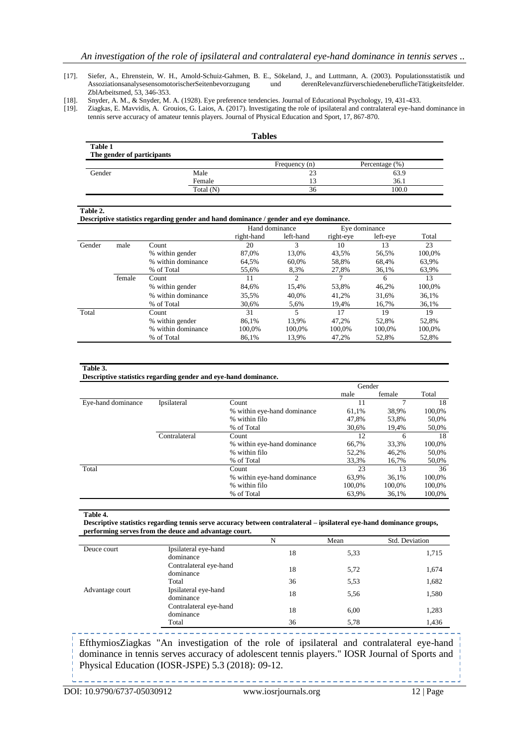[17]. Siefer, A., Ehrenstein, W. H., Arnold-Schuiz-Gahmen, B. E., Sökeland, J., and Luttmann, A. (2003). Populationsstatistik und AssoziationsanalysesensomotorischerSeitenbevorzugung und derenRelevanzfürverschiedeneberuflicheTätigkeitsfelder. ZblArbeitsmed, 53, 346-353.

[18]. Snyder, A. M., & Snyder, M. A. (1928). Eye preference tendencies. Journal of Educational Psychology, 19, 431-433.

[19]. Ziagkas, E. Mavvidis, A. Grouios, G. Laios, A. (2017). Investigating the role of ipsilateral and contralateral eye-hand dominance in tennis serve accuracy of amateur tennis players. Journal of Physical Education and Sport, 17, 867-870.

## Tables

**Table 1**
**The gender of participants**

| | | Frequency (n) | Percentage (%) |
|---|---|---|---|
| Gender | Male | 23 | 63.9 |
| | Female | 13 | 36.1 |
| | Total (N) | 36 | 100.0 |

**Table 2.**
**Descriptive statistics regarding gender and hand dominance / gender and eye dominance.**

| | | | Hand dominance | | Eye dominance | | |
|---|---|---|---|---|---|---|---|
| | | | right-hand | left-hand | right-eye | left-eye | Total |
| Gender | male | Count | 20 | 3 | 10 | 13 | 23 |
| | | % within gender | 87,0% | 13,0% | 43,5% | 56,5% | 100,0% |
| | | % within dominance | 64,5% | 60,0% | 58,8% | 68,4% | 63,9% |
| | | % of Total | 55,6% | 8,3% | 27,8% | 36,1% | 63,9% |
| | female | Count | 11 | 2 | 7 | 6 | 13 |
| | | % within gender | 84,6% | 15,4% | 53,8% | 46,2% | 100,0% |
| | | % within dominance | 35,5% | 40,0% | 41,2% | 31,6% | 36,1% |
| | | % of Total | 30,6% | 5,6% | 19,4% | 16,7% | 36,1% |
| Total | | Count | 31 | 5 | 17 | 19 | 19 |
| | | % within gender | 86,1% | 13,9% | 47,2% | 52,8% | 52,8% |
| | | % within dominance | 100,0% | 100,0% | 100,0% | 100,0% | 100,0% |
| | | % of Total | 86,1% | 13,9% | 47,2% | 52,8% | 52,8% |

**Table 3.**
**Descriptive statistics regarding gender and eye-hand dominance.**

| | | | Gender | | |
|---|---|---|---|---|---|
| | | | male | female | Total |
| Eye-hand dominance | Ipsilateral | Count | 11 | 7 | 18 |
| | | % within eye-hand dominance | 61,1% | 38,9% | 100,0% |
| | | % within filo | 47,8% | 53,8% | 50,0% |
| | | % of Total | 30,6% | 19,4% | 50,0% |
| | Contralateral | Count | 12 | 6 | 18 |
| | | % within eye-hand dominance | 66,7% | 33,3% | 100,0% |
| | | % within filo | 52,2% | 46,2% | 50,0% |
| | | % of Total | 33,3% | 16,7% | 50,0% |
| Total | | Count | 23 | 13 | 36 |
| | | % within eye-hand dominance | 63,9% | 36,1% | 100,0% |
| | | % within filo | 100,0% | 100,0% | 100,0% |
| | | % of Total | 63,9% | 36,1% | 100,0% |

**Table 4.**
**Descriptive statistics regarding tennis serve accuracy between contralateral – ipsilateral eye-hand dominance groups, performing serves from the deuce and advantage court.**

| | | N | Mean | Std. Deviation |
|---|---|---|---|---|
| Deuce court | Ipsilateral eye-hand dominance | 18 | 5,33 | 1,715 |
| | Contralateral eye-hand dominance | 18 | 5,72 | 1,674 |
| | Total | 36 | 5,53 | 1,682 |
| Advantage court | Ipsilateral eye-hand dominance | 18 | 5,56 | 1,580 |
| | Contralateral eye-hand dominance | 18 | 6,00 | 1,283 |
| | Total | 36 | 5,78 | 1,436 |

EfthymiosZiagkas "An investigation of the role of ipsilateral and contralateral eye-hand dominance in tennis serves accuracy of adolescent tennis players." IOSR Journal of Sports and Physical Education (IOSR-JSPE) 5.3 (2018): 09-12.